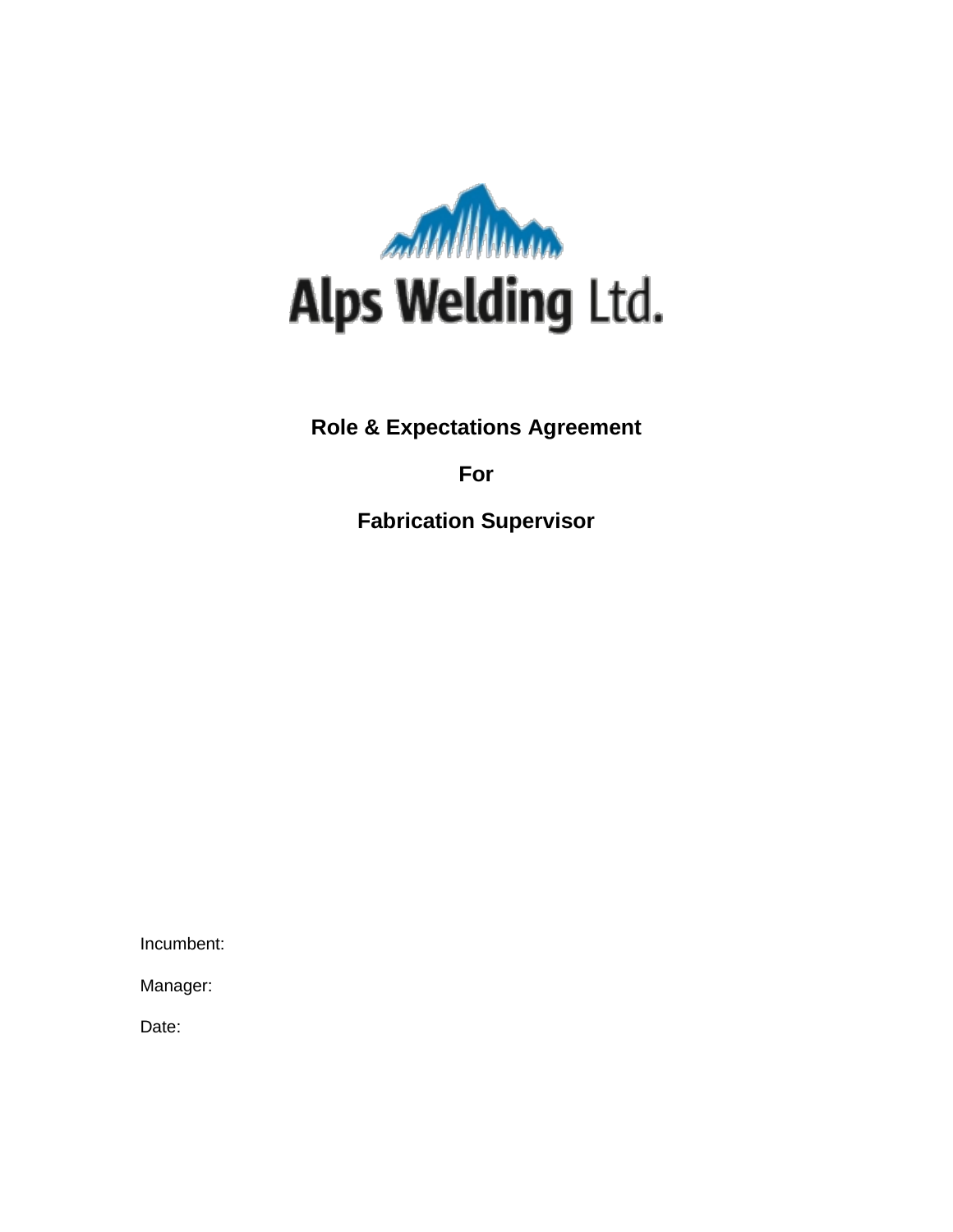Alps Welding Ltd.

# Role & Expectations Agreement

# For

# Fabrication Supervisor

Incumbent:

Manager:

Date: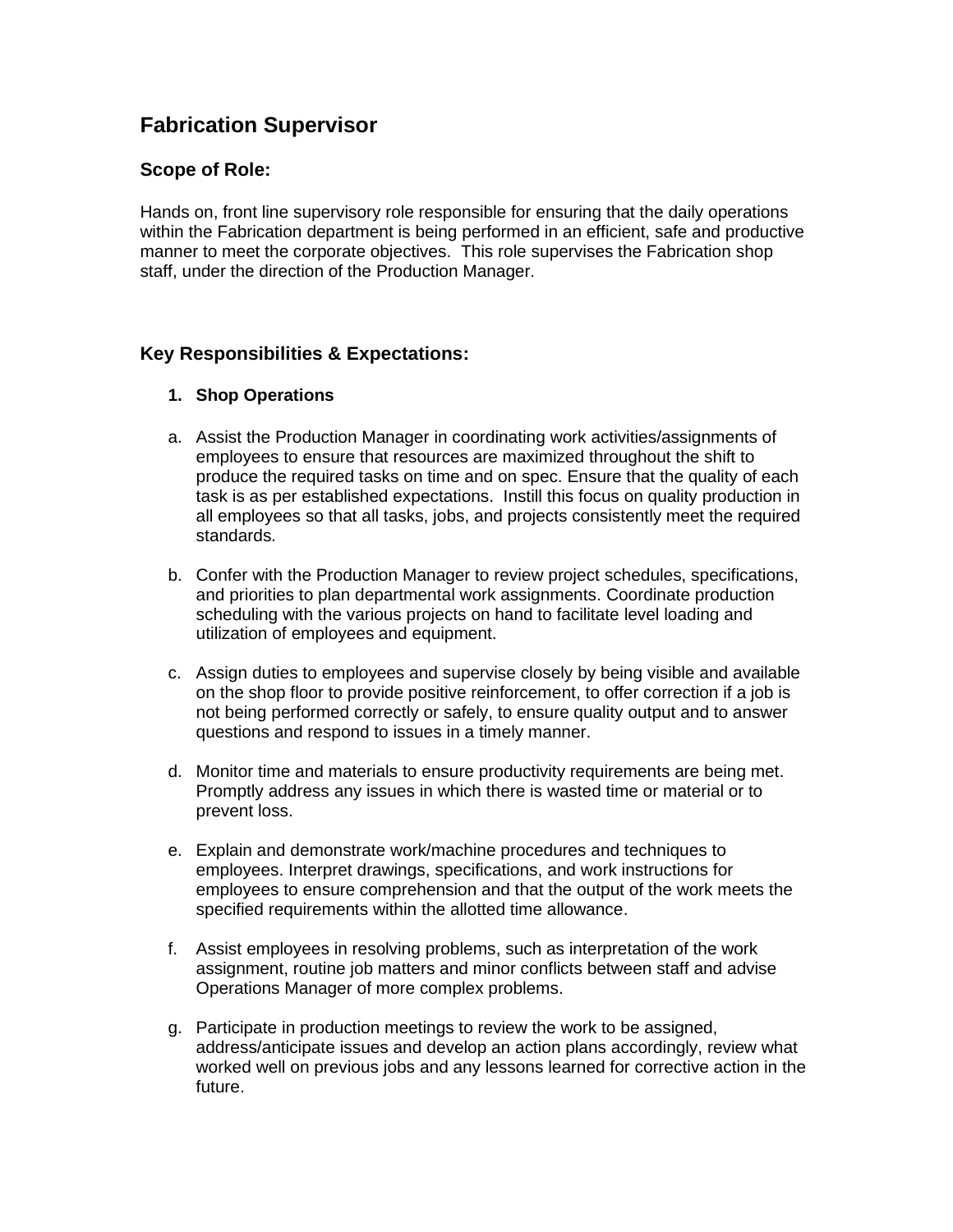# Fabrication Supervisor

## Scope of Role:

Hands on, front line supervisory role responsible for ensuring that the daily operations within the Fabrication department is being performed in an efficient, safe and productive manner to meet the corporate objectives. This role supervises the Fabrication shop staff, under the direction of the Production Manager.

## Key Responsibilities & Expectations:

### 1. Shop Operations

a. Assist the Production Manager in coordinating work activities/assignments of employees to ensure that resources are maximized throughout the shift to produce the required tasks on time and on spec. Ensure that the quality of each task is as per established expectations. Instill this focus on quality production in all employees so that all tasks, jobs, and projects consistently meet the required standards.

b. Confer with the Production Manager to review project schedules, specifications, and priorities to plan departmental work assignments. Coordinate production scheduling with the various projects on hand to facilitate level loading and utilization of employees and equipment.

c. Assign duties to employees and supervise closely by being visible and available on the shop floor to provide positive reinforcement, to offer correction if a job is not being performed correctly or safely, to ensure quality output and to answer questions and respond to issues in a timely manner.

d. Monitor time and materials to ensure productivity requirements are being met. Promptly address any issues in which there is wasted time or material or to prevent loss.

e. Explain and demonstrate work/machine procedures and techniques to employees. Interpret drawings, specifications, and work instructions for employees to ensure comprehension and that the output of the work meets the specified requirements within the allotted time allowance.

f. Assist employees in resolving problems, such as interpretation of the work assignment, routine job matters and minor conflicts between staff and advise Operations Manager of more complex problems.

g. Participate in production meetings to review the work to be assigned, address/anticipate issues and develop an action plans accordingly, review what worked well on previous jobs and any lessons learned for corrective action in the future.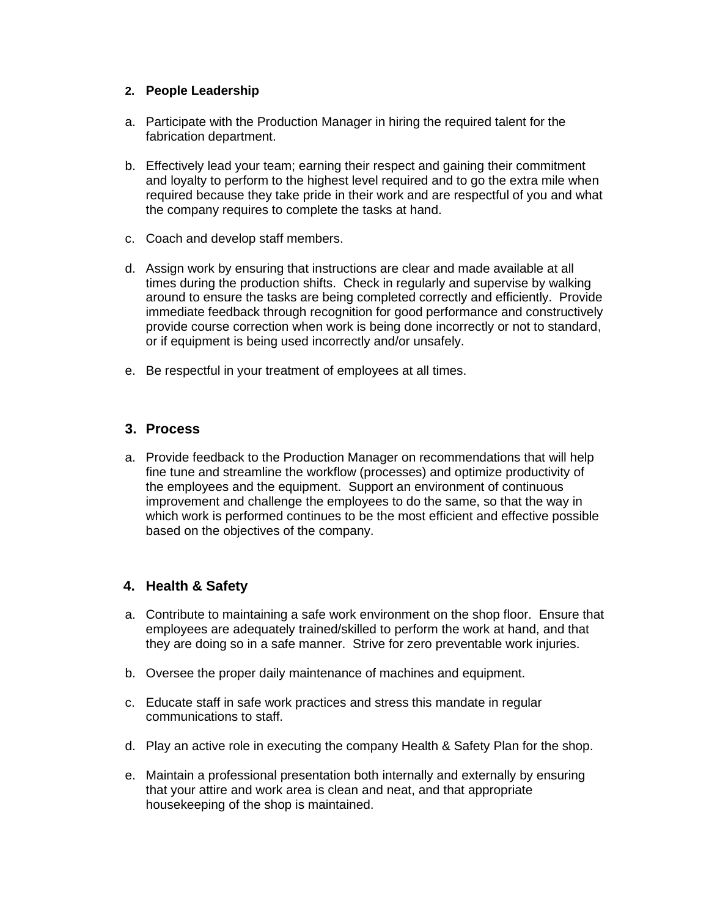## 2. People Leadership

a. Participate with the Production Manager in hiring the required talent for the fabrication department.

b. Effectively lead your team; earning their respect and gaining their commitment and loyalty to perform to the highest level required and to go the extra mile when required because they take pride in their work and are respectful of you and what the company requires to complete the tasks at hand.

c. Coach and develop staff members.

d. Assign work by ensuring that instructions are clear and made available at all times during the production shifts. Check in regularly and supervise by walking around to ensure the tasks are being completed correctly and efficiently. Provide immediate feedback through recognition for good performance and constructively provide course correction when work is being done incorrectly or not to standard, or if equipment is being used incorrectly and/or unsafely.

e. Be respectful in your treatment of employees at all times.

## 3. Process

a. Provide feedback to the Production Manager on recommendations that will help fine tune and streamline the workflow (processes) and optimize productivity of the employees and the equipment. Support an environment of continuous improvement and challenge the employees to do the same, so that the way in which work is performed continues to be the most efficient and effective possible based on the objectives of the company.

## 4. Health & Safety

a. Contribute to maintaining a safe work environment on the shop floor. Ensure that employees are adequately trained/skilled to perform the work at hand, and that they are doing so in a safe manner. Strive for zero preventable work injuries.

b. Oversee the proper daily maintenance of machines and equipment.

c. Educate staff in safe work practices and stress this mandate in regular communications to staff.

d. Play an active role in executing the company Health & Safety Plan for the shop.

e. Maintain a professional presentation both internally and externally by ensuring that your attire and work area is clean and neat, and that appropriate housekeeping of the shop is maintained.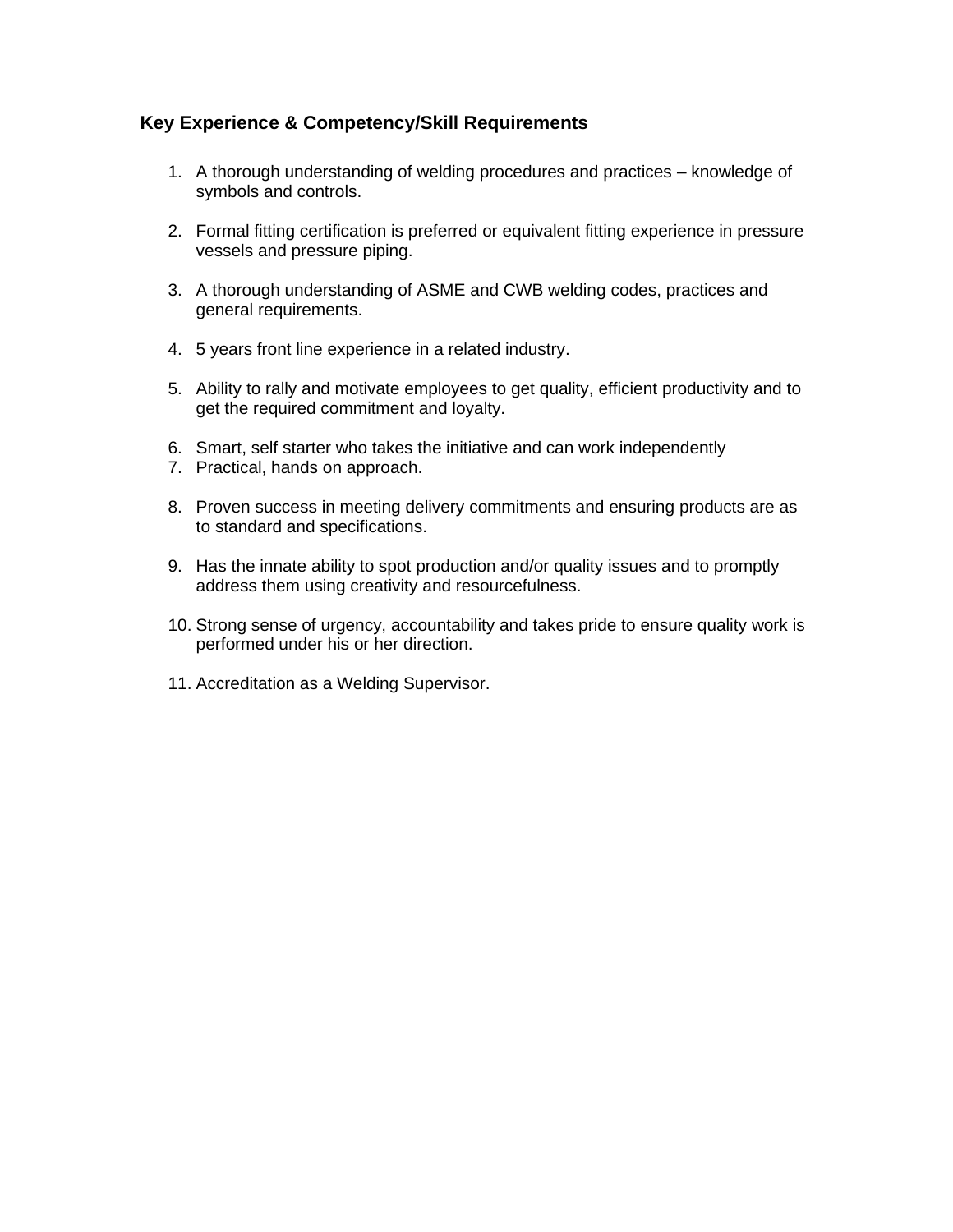### Key Experience & Competency/Skill Requirements

1. A thorough understanding of welding procedures and practices – knowledge of symbols and controls.

2. Formal fitting certification is preferred or equivalent fitting experience in pressure vessels and pressure piping.

3. A thorough understanding of ASME and CWB welding codes, practices and general requirements.

4. 5 years front line experience in a related industry.

5. Ability to rally and motivate employees to get quality, efficient productivity and to get the required commitment and loyalty.

6. Smart, self starter who takes the initiative and can work independently
7. Practical, hands on approach.

8. Proven success in meeting delivery commitments and ensuring products are as to standard and specifications.

9. Has the innate ability to spot production and/or quality issues and to promptly address them using creativity and resourcefulness.

10. Strong sense of urgency, accountability and takes pride to ensure quality work is performed under his or her direction.

11. Accreditation as a Welding Supervisor.